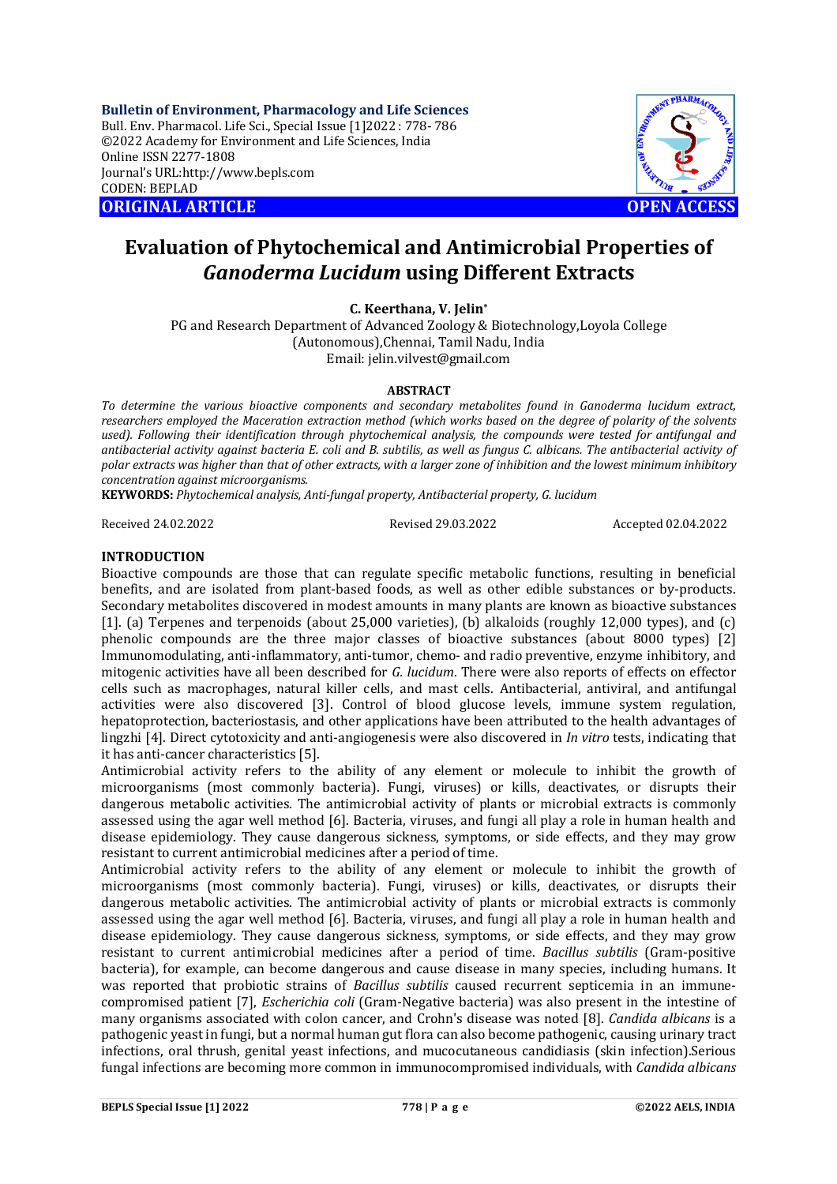**Bulletin of Environment, Pharmacology and Life Sciences**
Bull. Env. Pharmacol. Life Sci., Special Issue [1]2022 : 778- 786
©2022 Academy for Environment and Life Sciences, India
Online ISSN 2277-1808
Journal's URL:http://www.bepls.com
CODEN: BEPLAD

**ORIGINAL ARTICLE** **OPEN ACCESS**

# Evaluation of Phytochemical and Antimicrobial Properties of *Ganoderma Lucidum* using Different Extracts

**C. Keerthana, V. Jelin***

PG and Research Department of Advanced Zoology & Biotechnology,Loyola College (Autonomous),Chennai, Tamil Nadu, India
Email: jelin.vilvest@gmail.com

## ABSTRACT

*To determine the various bioactive components and secondary metabolites found in Ganoderma lucidum extract, researchers employed the Maceration extraction method (which works based on the degree of polarity of the solvents used). Following their identification through phytochemical analysis, the compounds were tested for antifungal and antibacterial activity against bacteria E. coli and B. subtilis, as well as fungus C. albicans. The antibacterial activity of polar extracts was higher than that of other extracts, with a larger zone of inhibition and the lowest minimum inhibitory concentration against microorganisms.*

**KEYWORDS:** *Phytochemical analysis, Anti-fungal property, Antibacterial property, G. lucidum*

Received 24.02.2022 Revised 29.03.2022 Accepted 02.04.2022

## INTRODUCTION

Bioactive compounds are those that can regulate specific metabolic functions, resulting in beneficial benefits, and are isolated from plant-based foods, as well as other edible substances or by-products. Secondary metabolites discovered in modest amounts in many plants are known as bioactive substances [1]. (a) Terpenes and terpenoids (about 25,000 varieties), (b) alkaloids (roughly 12,000 types), and (c) phenolic compounds are the three major classes of bioactive substances (about 8000 types) [2] Immunomodulating, anti-inflammatory, anti-tumor, chemo- and radio preventive, enzyme inhibitory, and mitogenic activities have all been described for *G. lucidum*. There were also reports of effects on effector cells such as macrophages, natural killer cells, and mast cells. Antibacterial, antiviral, and antifungal activities were also discovered [3]. Control of blood glucose levels, immune system regulation, hepatoprotection, bacteriostasis, and other applications have been attributed to the health advantages of lingzhi [4]. Direct cytotoxicity and anti-angiogenesis were also discovered in *In vitro* tests, indicating that it has anti-cancer characteristics [5].

Antimicrobial activity refers to the ability of any element or molecule to inhibit the growth of microorganisms (most commonly bacteria). Fungi, viruses) or kills, deactivates, or disrupts their dangerous metabolic activities. The antimicrobial activity of plants or microbial extracts is commonly assessed using the agar well method [6]. Bacteria, viruses, and fungi all play a role in human health and disease epidemiology. They cause dangerous sickness, symptoms, or side effects, and they may grow resistant to current antimicrobial medicines after a period of time.

Antimicrobial activity refers to the ability of any element or molecule to inhibit the growth of microorganisms (most commonly bacteria). Fungi, viruses) or kills, deactivates, or disrupts their dangerous metabolic activities. The antimicrobial activity of plants or microbial extracts is commonly assessed using the agar well method [6]. Bacteria, viruses, and fungi all play a role in human health and disease epidemiology. They cause dangerous sickness, symptoms, or side effects, and they may grow resistant to current antimicrobial medicines after a period of time. *Bacillus subtilis* (Gram-positive bacteria), for example, can become dangerous and cause disease in many species, including humans. It was reported that probiotic strains of *Bacillus subtilis* caused recurrent septicemia in an immune-compromised patient [7], *Escherichia coli* (Gram-Negative bacteria) was also present in the intestine of many organisms associated with colon cancer, and Crohn's disease was noted [8]. *Candida albicans* is a pathogenic yeast in fungi, but a normal human gut flora can also become pathogenic, causing urinary tract infections, oral thrush, genital yeast infections, and mucocutaneous candidiasis (skin infection).Serious fungal infections are becoming more common in immunocompromised individuals, with *Candida albicans*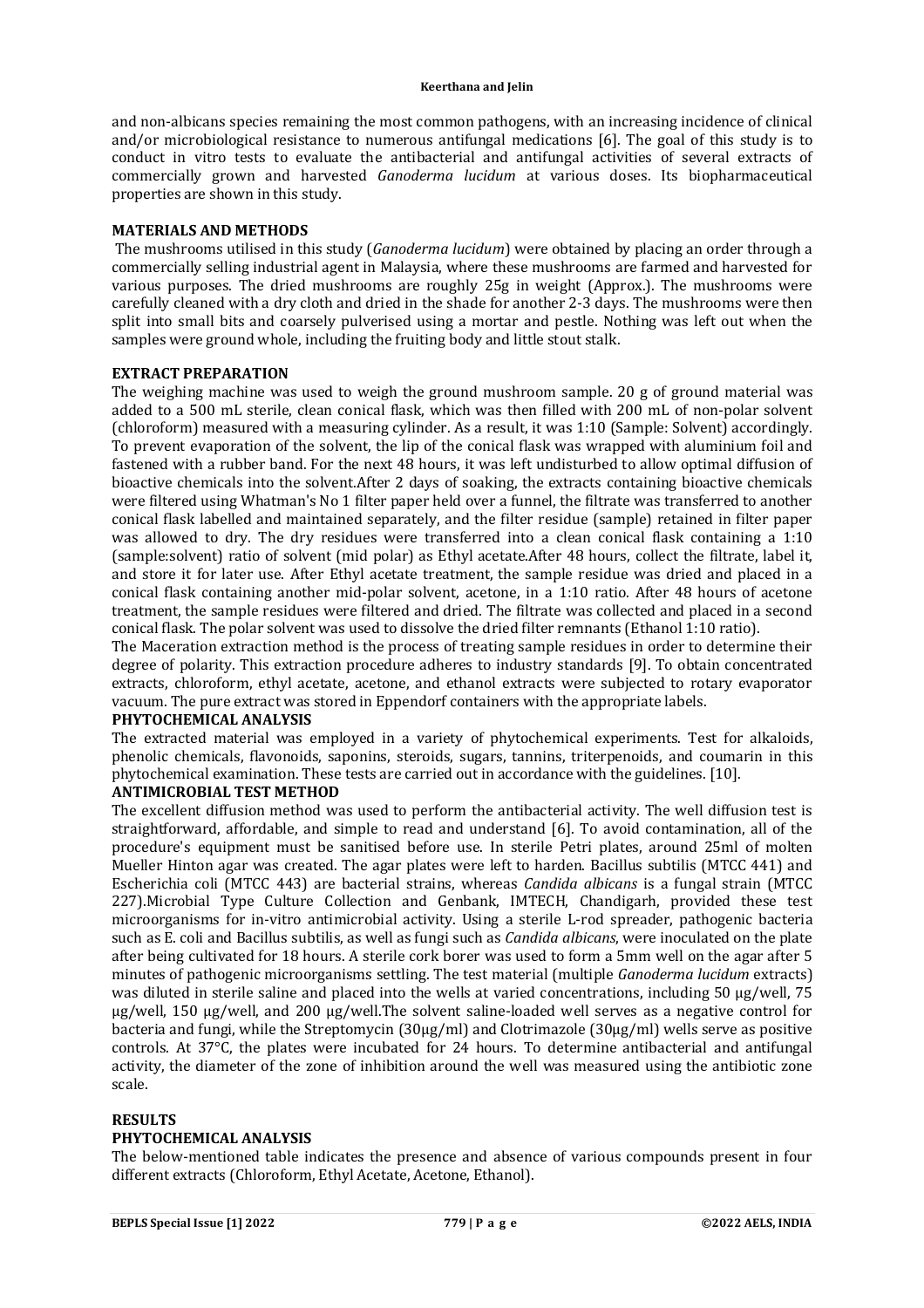and non-albicans species remaining the most common pathogens, with an increasing incidence of clinical and/or microbiological resistance to numerous antifungal medications [6]. The goal of this study is to conduct in vitro tests to evaluate the antibacterial and antifungal activities of several extracts of commercially grown and harvested *Ganoderma lucidum* at various doses. Its biopharmaceutical properties are shown in this study.

## MATERIALS AND METHODS

The mushrooms utilised in this study (*Ganoderma lucidum*) were obtained by placing an order through a commercially selling industrial agent in Malaysia, where these mushrooms are farmed and harvested for various purposes. The dried mushrooms are roughly 25g in weight (Approx.). The mushrooms were carefully cleaned with a dry cloth and dried in the shade for another 2-3 days. The mushrooms were then split into small bits and coarsely pulverised using a mortar and pestle. Nothing was left out when the samples were ground whole, including the fruiting body and little stout stalk.

## EXTRACT PREPARATION

The weighing machine was used to weigh the ground mushroom sample. 20 g of ground material was added to a 500 mL sterile, clean conical flask, which was then filled with 200 mL of non-polar solvent (chloroform) measured with a measuring cylinder. As a result, it was 1:10 (Sample: Solvent) accordingly. To prevent evaporation of the solvent, the lip of the conical flask was wrapped with aluminium foil and fastened with a rubber band. For the next 48 hours, it was left undisturbed to allow optimal diffusion of bioactive chemicals into the solvent.After 2 days of soaking, the extracts containing bioactive chemicals were filtered using Whatman's No 1 filter paper held over a funnel, the filtrate was transferred to another conical flask labelled and maintained separately, and the filter residue (sample) retained in filter paper was allowed to dry. The dry residues were transferred into a clean conical flask containing a 1:10 (sample:solvent) ratio of solvent (mid polar) as Ethyl acetate.After 48 hours, collect the filtrate, label it, and store it for later use. After Ethyl acetate treatment, the sample residue was dried and placed in a conical flask containing another mid-polar solvent, acetone, in a 1:10 ratio. After 48 hours of acetone treatment, the sample residues were filtered and dried. The filtrate was collected and placed in a second conical flask. The polar solvent was used to dissolve the dried filter remnants (Ethanol 1:10 ratio).

The Maceration extraction method is the process of treating sample residues in order to determine their degree of polarity. This extraction procedure adheres to industry standards [9]. To obtain concentrated extracts, chloroform, ethyl acetate, acetone, and ethanol extracts were subjected to rotary evaporator vacuum. The pure extract was stored in Eppendorf containers with the appropriate labels.

## PHYTOCHEMICAL ANALYSIS

The extracted material was employed in a variety of phytochemical experiments. Test for alkaloids, phenolic chemicals, flavonoids, saponins, steroids, sugars, tannins, triterpenoids, and coumarin in this phytochemical examination. These tests are carried out in accordance with the guidelines. [10].

## ANTIMICROBIAL TEST METHOD

The excellent diffusion method was used to perform the antibacterial activity. The well diffusion test is straightforward, affordable, and simple to read and understand [6]. To avoid contamination, all of the procedure's equipment must be sanitised before use. In sterile Petri plates, around 25ml of molten Mueller Hinton agar was created. The agar plates were left to harden. Bacillus subtilis (MTCC 441) and Escherichia coli (MTCC 443) are bacterial strains, whereas *Candida albicans* is a fungal strain (MTCC 227).Microbial Type Culture Collection and Genbank, IMTECH, Chandigarh, provided these test microorganisms for in-vitro antimicrobial activity. Using a sterile L-rod spreader, pathogenic bacteria such as E. coli and Bacillus subtilis, as well as fungi such as *Candida albicans*, were inoculated on the plate after being cultivated for 18 hours. A sterile cork borer was used to form a 5mm well on the agar after 5 minutes of pathogenic microorganisms settling. The test material (multiple *Ganoderma lucidum* extracts) was diluted in sterile saline and placed into the wells at varied concentrations, including 50 µg/well, 75 µg/well, 150 µg/well, and 200 µg/well.The solvent saline-loaded well serves as a negative control for bacteria and fungi, while the Streptomycin (30µg/ml) and Clotrimazole (30µg/ml) wells serve as positive controls. At 37°C, the plates were incubated for 24 hours. To determine antibacterial and antifungal activity, the diameter of the zone of inhibition around the well was measured using the antibiotic zone scale.

## RESULTS

## PHYTOCHEMICAL ANALYSIS

The below-mentioned table indicates the presence and absence of various compounds present in four different extracts (Chloroform, Ethyl Acetate, Acetone, Ethanol).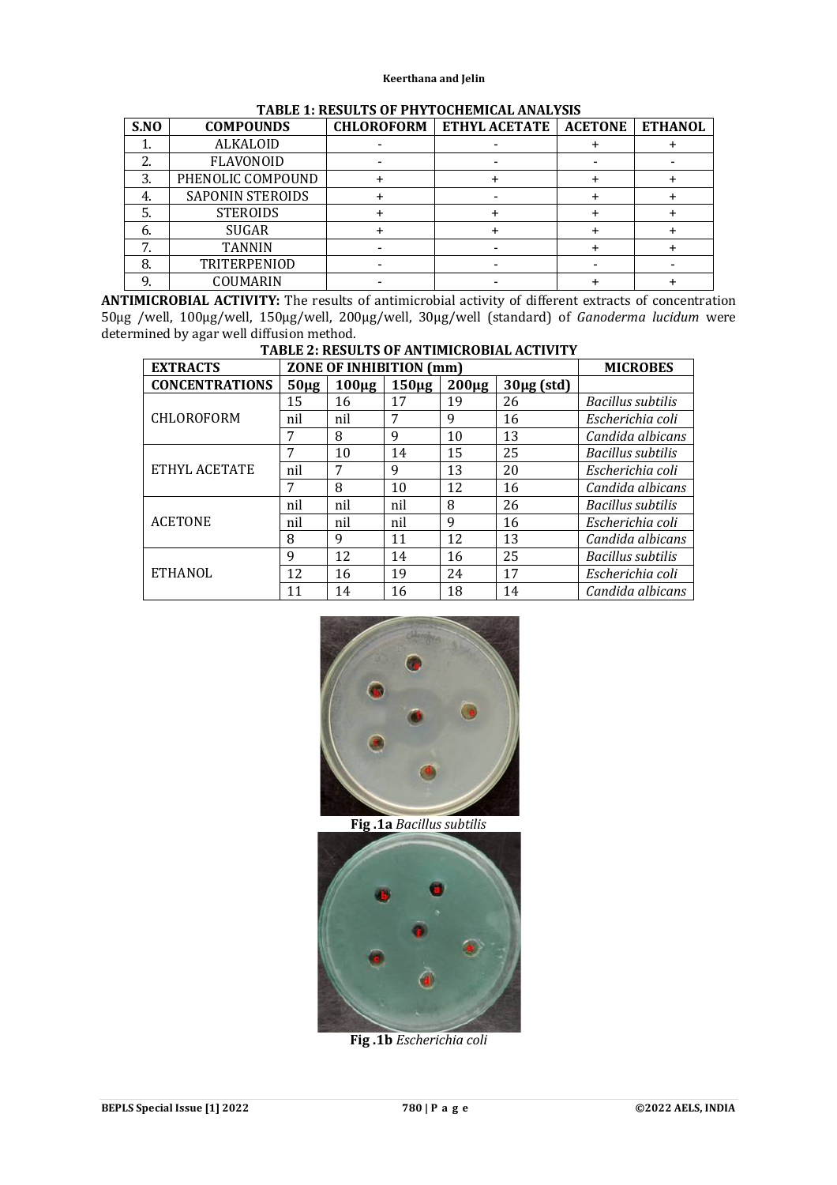**TABLE 1: RESULTS OF PHYTOCHEMICAL ANALYSIS**

| S.NO | COMPOUNDS | CHLOROFORM | ETHYL ACETATE | ACETONE | ETHANOL |
|---|---|---|---|---|---|
| 1. | ALKALOID | - | - | + | + |
| 2. | FLAVONOID | - | - | - | - |
| 3. | PHENOLIC COMPOUND | + | + | + | + |
| 4. | SAPONIN STEROIDS | + | - | + | + |
| 5. | STEROIDS | + | + | + | + |
| 6. | SUGAR | + | + | + | + |
| 7. | TANNIN | - | - | + | + |
| 8. | TRITERPENIOD | - | - | - | - |
| 9. | COUMARIN | - | - | + | + |

**ANTIMICROBIAL ACTIVITY:** The results of antimicrobial activity of different extracts of concentration 50µg /well, 100µg/well, 150µg/well, 200µg/well, 30µg/well (standard) of *Ganoderma lucidum* were determined by agar well diffusion method.

**TABLE 2: RESULTS OF ANTIMICROBIAL ACTIVITY**

| EXTRACTS | ZONE OF INHIBITION (mm) | | | | | MICROBES |
|---|---|---|---|---|---|---|
| CONCENTRATIONS | 50µg | 100µg | 150µg | 200µg | 30µg (std) | |
| CHLOROFORM | 15 | 16 | 17 | 19 | 26 | *Bacillus subtilis* |
| | nil | nil | 7 | 9 | 16 | *Escherichia coli* |
| | 7 | 8 | 9 | 10 | 13 | *Candida albicans* |
| ETHYL ACETATE | 7 | 10 | 14 | 15 | 25 | *Bacillus subtilis* |
| | nil | 7 | 9 | 13 | 20 | *Escherichia coli* |
| | 7 | 8 | 10 | 12 | 16 | *Candida albicans* |
| ACETONE | nil | nil | nil | 8 | 26 | *Bacillus subtilis* |
| | nil | nil | nil | 9 | 16 | *Escherichia coli* |
| | 8 | 9 | 11 | 12 | 13 | *Candida albicans* |
| ETHANOL | 9 | 12 | 14 | 16 | 25 | *Bacillus subtilis* |
| | 12 | 16 | 19 | 24 | 17 | *Escherichia coli* |
| | 11 | 14 | 16 | 18 | 14 | *Candida albicans* |

**Fig .1a** *Bacillus subtilis*

**Fig .1b** *Escherichia coli*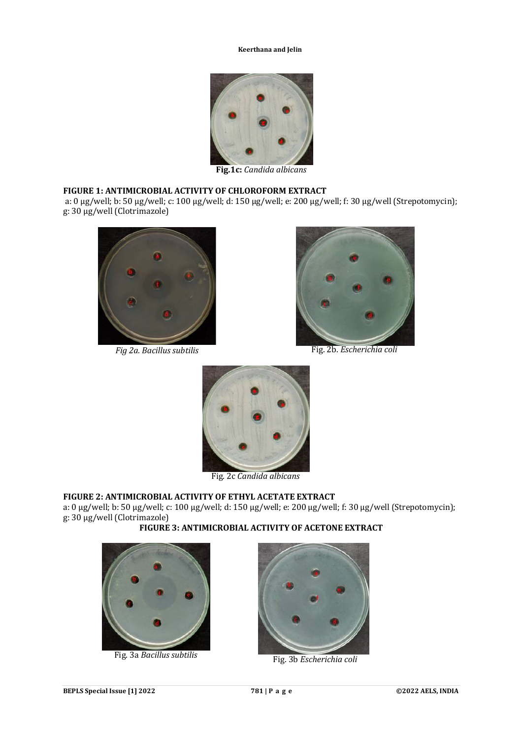**Fig.1c:** *Candida albicans*

**FIGURE 1: ANTIMICROBIAL ACTIVITY OF CHLOROFORM EXTRACT**

a: 0 µg/well; b: 50 µg/well; c: 100 µg/well; d: 150 µg/well; e: 200 µg/well; f: 30 µg/well (Strepotomycin); g: 30 µg/well (Clotrimazole)

*Fig 2a. Bacillus subtilis*

Fig. 2b. *Escherichia coli*

Fig. 2c *Candida albicans*

**FIGURE 2: ANTIMICROBIAL ACTIVITY OF ETHYL ACETATE EXTRACT**

a: 0 µg/well; b: 50 µg/well; c: 100 µg/well; d: 150 µg/well; e: 200 µg/well; f: 30 µg/well (Strepotomycin); g: 30 µg/well (Clotrimazole)

**FIGURE 3: ANTIMICROBIAL ACTIVITY OF ACETONE EXTRACT**

Fig. 3a *Bacillus subtilis*

Fig. 3b *Escherichia coli*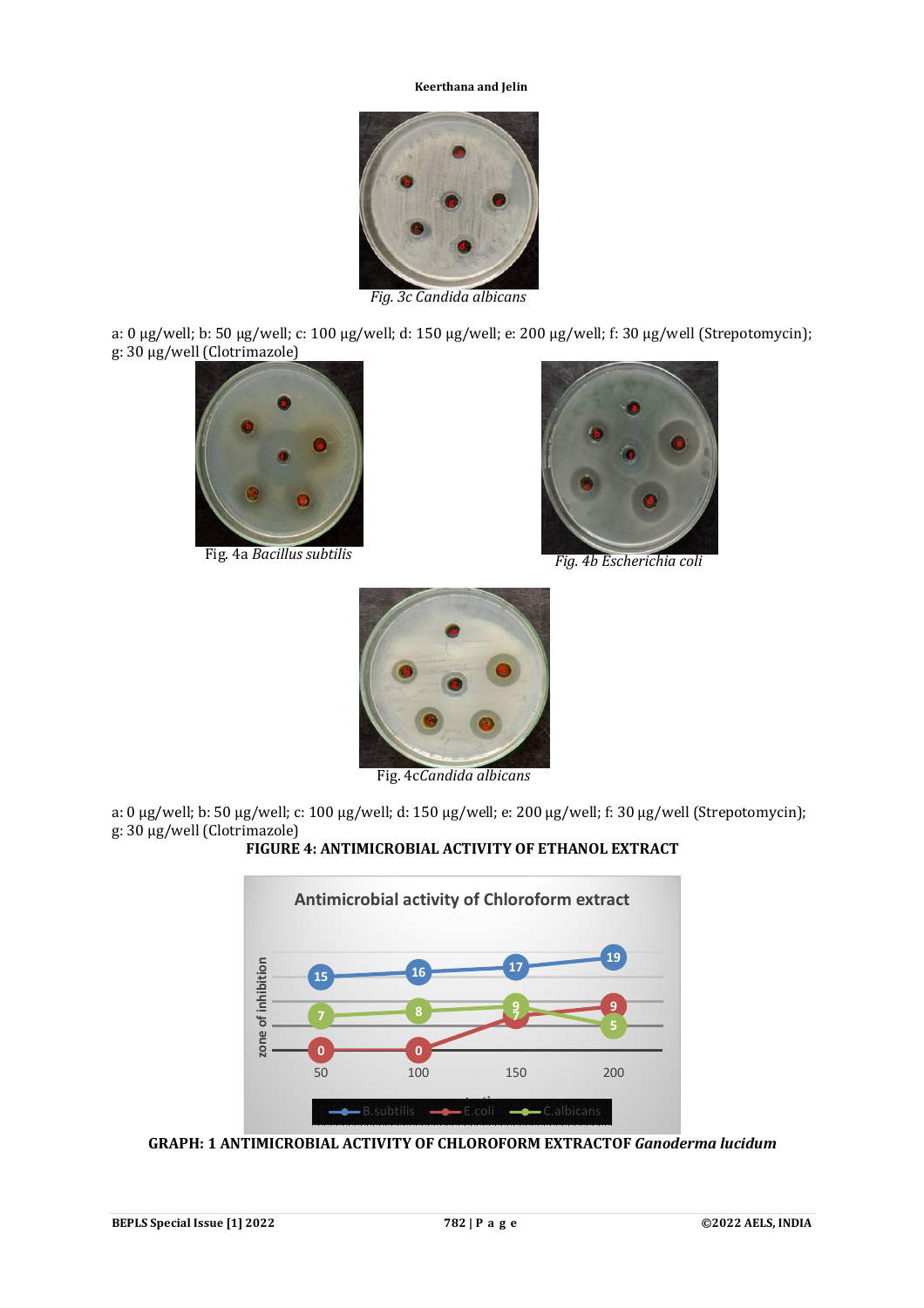Fig. 3c *Candida albicans*

a: 0 µg/well; b: 50 µg/well; c: 100 µg/well; d: 150 µg/well; e: 200 µg/well; f: 30 µg/well (Strepotomycin); g: 30 µg/well (Clotrimazole)

Fig. 4a *Bacillus subtilis*

*Fig. 4b Escherichia coli*

Fig. 4c*Candida albicans*

a: 0 µg/well; b: 50 µg/well; c: 100 µg/well; d: 150 µg/well; e: 200 µg/well; f: 30 µg/well (Strepotomycin); g: 30 µg/well (Clotrimazole)

**FIGURE 4: ANTIMICROBIAL ACTIVITY OF ETHANOL EXTRACT**

**GRAPH: 1 ANTIMICROBIAL ACTIVITY OF CHLOROFORM EXTRACTOF *Ganoderma lucidum***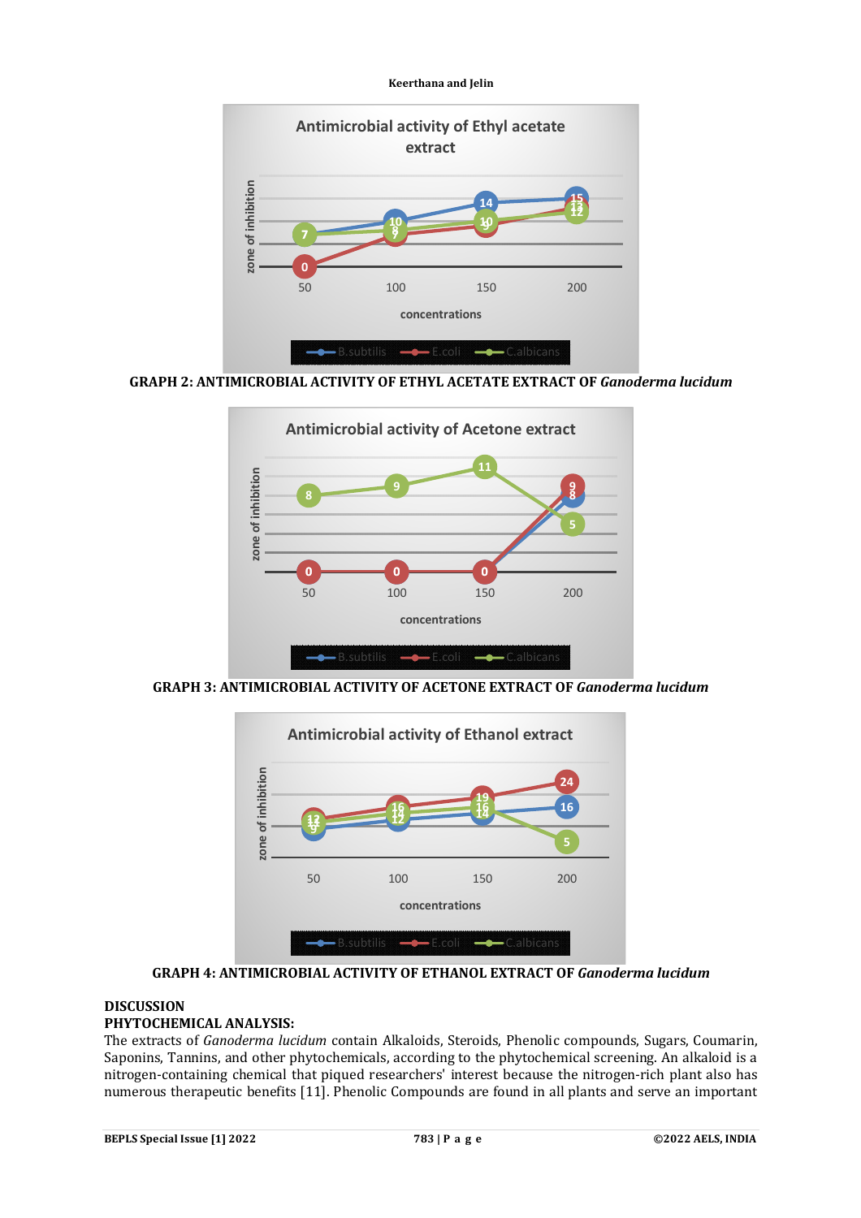GRAPH 2: ANTIMICROBIAL ACTIVITY OF ETHYL ACETATE EXTRACT OF *Ganoderma lucidum*

GRAPH 3: ANTIMICROBIAL ACTIVITY OF ACETONE EXTRACT OF *Ganoderma lucidum*

GRAPH 4: ANTIMICROBIAL ACTIVITY OF ETHANOL EXTRACT OF *Ganoderma lucidum*

## DISCUSSION

### PHYTOCHEMICAL ANALYSIS:

The extracts of *Ganoderma lucidum* contain Alkaloids, Steroids, Phenolic compounds, Sugars, Coumarin, Saponins, Tannins, and other phytochemicals, according to the phytochemical screening. An alkaloid is a nitrogen-containing chemical that piqued researchers' interest because the nitrogen-rich plant also has numerous therapeutic benefits [11]. Phenolic Compounds are found in all plants and serve an important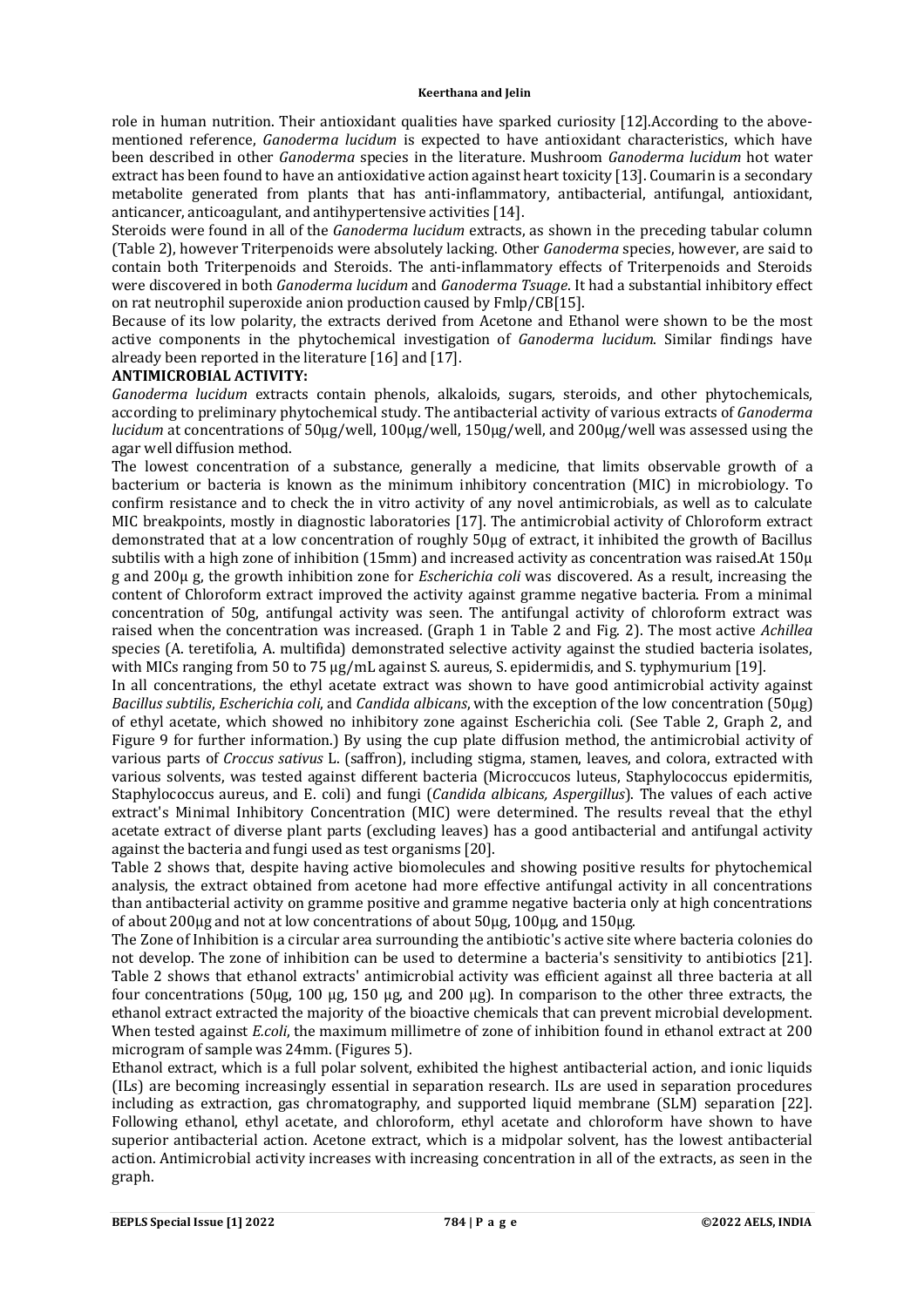role in human nutrition. Their antioxidant qualities have sparked curiosity [12].According to the above-mentioned reference, *Ganoderma lucidum* is expected to have antioxidant characteristics, which have been described in other *Ganoderma* species in the literature. Mushroom *Ganoderma lucidum* hot water extract has been found to have an antioxidative action against heart toxicity [13]. Coumarin is a secondary metabolite generated from plants that has anti-inflammatory, antibacterial, antifungal, antioxidant, anticancer, anticoagulant, and antihypertensive activities [14].

Steroids were found in all of the *Ganoderma lucidum* extracts, as shown in the preceding tabular column (Table 2), however Triterpenoids were absolutely lacking. Other *Ganoderma* species, however, are said to contain both Triterpenoids and Steroids. The anti-inflammatory effects of Triterpenoids and Steroids were discovered in both *Ganoderma lucidum* and *Ganoderma Tsuage*. It had a substantial inhibitory effect on rat neutrophil superoxide anion production caused by Fmlp/CB[15].

Because of its low polarity, the extracts derived from Acetone and Ethanol were shown to be the most active components in the phytochemical investigation of *Ganoderma lucidum*. Similar findings have already been reported in the literature [16] and [17].

**ANTIMICROBIAL ACTIVITY:**

*Ganoderma lucidum* extracts contain phenols, alkaloids, sugars, steroids, and other phytochemicals, according to preliminary phytochemical study. The antibacterial activity of various extracts of *Ganoderma lucidum* at concentrations of 50µg/well, 100µg/well, 150µg/well, and 200µg/well was assessed using the agar well diffusion method.

The lowest concentration of a substance, generally a medicine, that limits observable growth of a bacterium or bacteria is known as the minimum inhibitory concentration (MIC) in microbiology. To confirm resistance and to check the in vitro activity of any novel antimicrobials, as well as to calculate MIC breakpoints, mostly in diagnostic laboratories [17]. The antimicrobial activity of Chloroform extract demonstrated that at a low concentration of roughly 50µg of extract, it inhibited the growth of Bacillus subtilis with a high zone of inhibition (15mm) and increased activity as concentration was raised.At 150µ g and 200µ g, the growth inhibition zone for *Escherichia coli* was discovered. As a result, increasing the content of Chloroform extract improved the activity against gramme negative bacteria. From a minimal concentration of 50g, antifungal activity was seen. The antifungal activity of chloroform extract was raised when the concentration was increased. (Graph 1 in Table 2 and Fig. 2). The most active *Achillea* species (A. teretifolia, A. multifida) demonstrated selective activity against the studied bacteria isolates, with MICs ranging from 50 to 75 µg/mL against S. aureus, S. epidermidis, and S. typhymurium [19].

In all concentrations, the ethyl acetate extract was shown to have good antimicrobial activity against *Bacillus subtilis*, *Escherichia coli*, and *Candida albicans*, with the exception of the low concentration (50µg) of ethyl acetate, which showed no inhibitory zone against Escherichia coli. (See Table 2, Graph 2, and Figure 9 for further information.) By using the cup plate diffusion method, the antimicrobial activity of various parts of *Croccus sativus* L. (saffron), including stigma, stamen, leaves, and colora, extracted with various solvents, was tested against different bacteria (Micrococcus luteus, Staphylococcus epidermitis, Staphylococcus aureus, and E. coli) and fungi (*Candida albicans, Aspergillus*). The values of each active extract's Minimal Inhibitory Concentration (MIC) were determined. The results reveal that the ethyl acetate extract of diverse plant parts (excluding leaves) has a good antibacterial and antifungal activity against the bacteria and fungi used as test organisms [20].

Table 2 shows that, despite having active biomolecules and showing positive results for phytochemical analysis, the extract obtained from acetone had more effective antifungal activity in all concentrations than antibacterial activity on gramme positive and gramme negative bacteria only at high concentrations of about 200µg and not at low concentrations of about 50µg, 100µg, and 150µg.

The Zone of Inhibition is a circular area surrounding the antibiotic's active site where bacteria colonies do not develop. The zone of inhibition can be used to determine a bacteria's sensitivity to antibiotics [21]. Table 2 shows that ethanol extracts' antimicrobial activity was efficient against all three bacteria at all four concentrations (50µg, 100 µg, 150 µg, and 200 µg). In comparison to the other three extracts, the ethanol extract extracted the majority of the bioactive chemicals that can prevent microbial development. When tested against *E.coli*, the maximum millimetre of zone of inhibition found in ethanol extract at 200 microgram of sample was 24mm. (Figures 5).

Ethanol extract, which is a full polar solvent, exhibited the highest antibacterial action, and ionic liquids (ILs) are becoming increasingly essential in separation research. ILs are used in separation procedures including as extraction, gas chromatography, and supported liquid membrane (SLM) separation [22]. Following ethanol, ethyl acetate, and chloroform, ethyl acetate and chloroform have shown to have superior antibacterial action. Acetone extract, which is a midpolar solvent, has the lowest antibacterial action. Antimicrobial activity increases with increasing concentration in all of the extracts, as seen in the graph.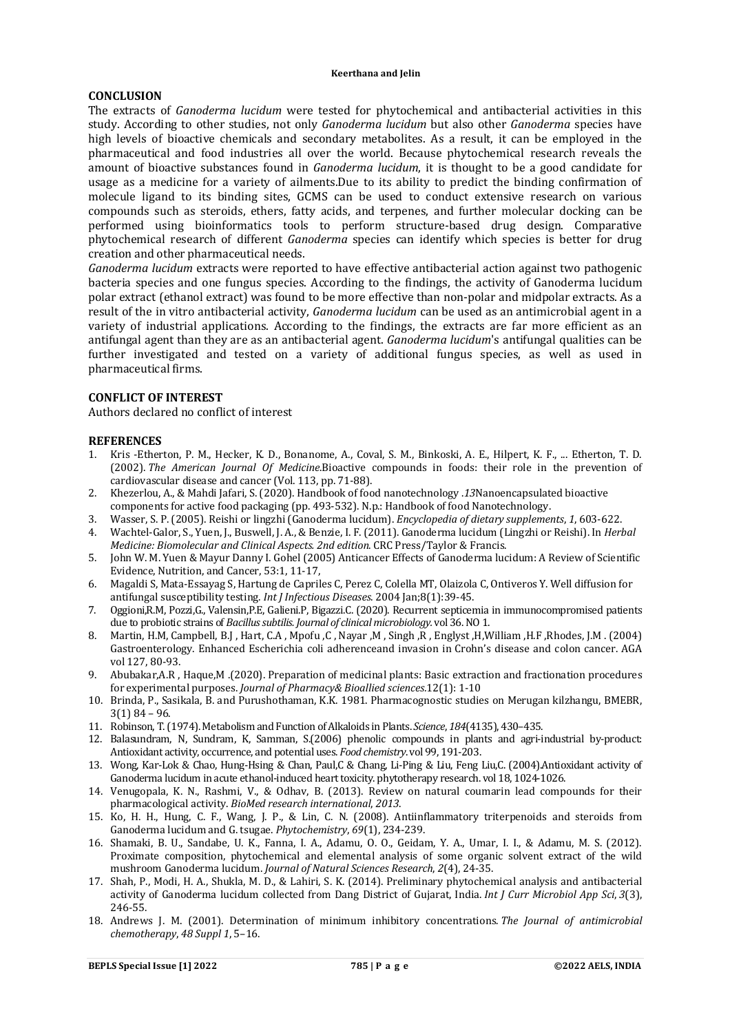## CONCLUSION

The extracts of *Ganoderma lucidum* were tested for phytochemical and antibacterial activities in this study. According to other studies, not only *Ganoderma lucidum* but also other *Ganoderma* species have high levels of bioactive chemicals and secondary metabolites. As a result, it can be employed in the pharmaceutical and food industries all over the world. Because phytochemical research reveals the amount of bioactive substances found in *Ganoderma lucidum*, it is thought to be a good candidate for usage as a medicine for a variety of ailments.Due to its ability to predict the binding confirmation of molecule ligand to its binding sites, GCMS can be used to conduct extensive research on various compounds such as steroids, ethers, fatty acids, and terpenes, and further molecular docking can be performed using bioinformatics tools to perform structure-based drug design. Comparative phytochemical research of different *Ganoderma* species can identify which species is better for drug creation and other pharmaceutical needs.

*Ganoderma lucidum* extracts were reported to have effective antibacterial action against two pathogenic bacteria species and one fungus species. According to the findings, the activity of Ganoderma lucidum polar extract (ethanol extract) was found to be more effective than non-polar and midpolar extracts. As a result of the in vitro antibacterial activity, *Ganoderma lucidum* can be used as an antimicrobial agent in a variety of industrial applications. According to the findings, the extracts are far more efficient as an antifungal agent than they are as an antibacterial agent. *Ganoderma lucidum*'s antifungal qualities can be further investigated and tested on a variety of additional fungus species, as well as used in pharmaceutical firms.

## CONFLICT OF INTEREST

Authors declared no conflict of interest

## REFERENCES

1. Kris -Etherton, P. M., Hecker, K. D., Bonanome, A., Coval, S. M., Binkoski, A. E., Hilpert, K. F., ... Etherton, T. D. (2002). *The American Journal Of Medicine*.Bioactive compounds in foods: their role in the prevention of cardiovascular disease and cancer (Vol. 113, pp. 71-88).
2. Khezerlou, A., & Mahdi Jafari, S. (2020). Handbook of food nanotechnology .*13*Nanoencapsulated bioactive components for active food packaging (pp. 493-532). N.p.: Handbook of food Nanotechnology.
3. Wasser, S. P. (2005). Reishi or lingzhi (Ganoderma lucidum). *Encyclopedia of dietary supplements*, *1*, 603-622.
4. Wachtel-Galor, S., Yuen, J., Buswell, J. A., & Benzie, I. F. (2011). Ganoderma lucidum (Lingzhi or Reishi). In *Herbal Medicine: Biomolecular and Clinical Aspects. 2nd edition*. CRC Press/Taylor & Francis.
5. John W. M. Yuen & Mayur Danny I. Gohel (2005) Anticancer Effects of Ganoderma lucidum: A Review of Scientific Evidence, Nutrition, and Cancer, 53:1, 11-17,
6. Magaldi S, Mata-Essayag S, Hartung de Capriles C, Perez C, Colella MT, Olaizola C, Ontiveros Y. Well diffusion for antifungal susceptibility testing. *Int J Infectious Diseases*. 2004 Jan;8(1):39-45.
7. Oggioni,R.M, Pozzi,G., Valensin,P.E, Galieni.P, Bigazzi.C. (2020). Recurrent septicemia in immunocompromised patients due to probiotic strains of *Bacillus subtilis*. *Journal of clinical microbiology*. vol 36. NO 1.
8. Martin, H.M, Campbell, B.J , Hart, C.A , Mpofu ,C , Nayar ,M , Singh ,R , Englyst ,H,William ,H.F ,Rhodes, J.M . (2004) Gastroenterology. Enhanced Escherichia coli adherenceand invasion in Crohn's disease and colon cancer. AGA vol 127, 80-93.
9. Abubakar,A.R , Haque,M .(2020). Preparation of medicinal plants: Basic extraction and fractionation procedures for experimental purposes. *Journal of Pharmacy& Bioallied sciences*.12(1): 1-10
10. Brinda, P., Sasikala, B. and Purushothaman, K.K. 1981. Pharmacognostic studies on Merugan kilzhangu, BMEBR, 3(1) 84 – 96.
11. Robinson, T. (1974). Metabolism and Function of Alkaloids in Plants. *Science*, *184*(4135), 430–435.
12. Balasundram, N, Sundram, K, Samman, S.(2006) phenolic compounds in plants and agri-industrial by-product: Antioxidant activity, occurrence, and potential uses. *Food chemistry*. vol 99, 191-203.
13. Wong, Kar-Lok & Chao, Hung-Hsing & Chan, Paul,C & Chang, Li-Ping & Liu, Feng Liu,C. (2004).Antioxidant activity of Ganoderma lucidum in acute ethanol-induced heart toxicity. phytotherapy research. vol 18, 1024-1026.
14. Venugopala, K. N., Rashmi, V., & Odhav, B. (2013). Review on natural coumarin lead compounds for their pharmacological activity. *BioMed research international*, *2013*.
15. Ko, H. H., Hung, C. F., Wang, J. P., & Lin, C. N. (2008). Antiinflammatory triterpenoids and steroids from Ganoderma lucidum and G. tsugae. *Phytochemistry*, *69*(1), 234-239.
16. Shamaki, B. U., Sandabe, U. K., Fanna, I. A., Adamu, O. O., Geidam, Y. A., Umar, I. I., & Adamu, M. S. (2012). Proximate composition, phytochemical and elemental analysis of some organic solvent extract of the wild mushroom Ganoderma lucidum. *Journal of Natural Sciences Research*, *2*(4), 24-35.
17. Shah, P., Modi, H. A., Shukla, M. D., & Lahiri, S. K. (2014). Preliminary phytochemical analysis and antibacterial activity of Ganoderma lucidum collected from Dang District of Gujarat, India. *Int J Curr Microbiol App Sci*, *3*(3), 246-55.
18. Andrews J. M. (2001). Determination of minimum inhibitory concentrations. *The Journal of antimicrobial chemotherapy*, *48 Suppl 1*, 5–16.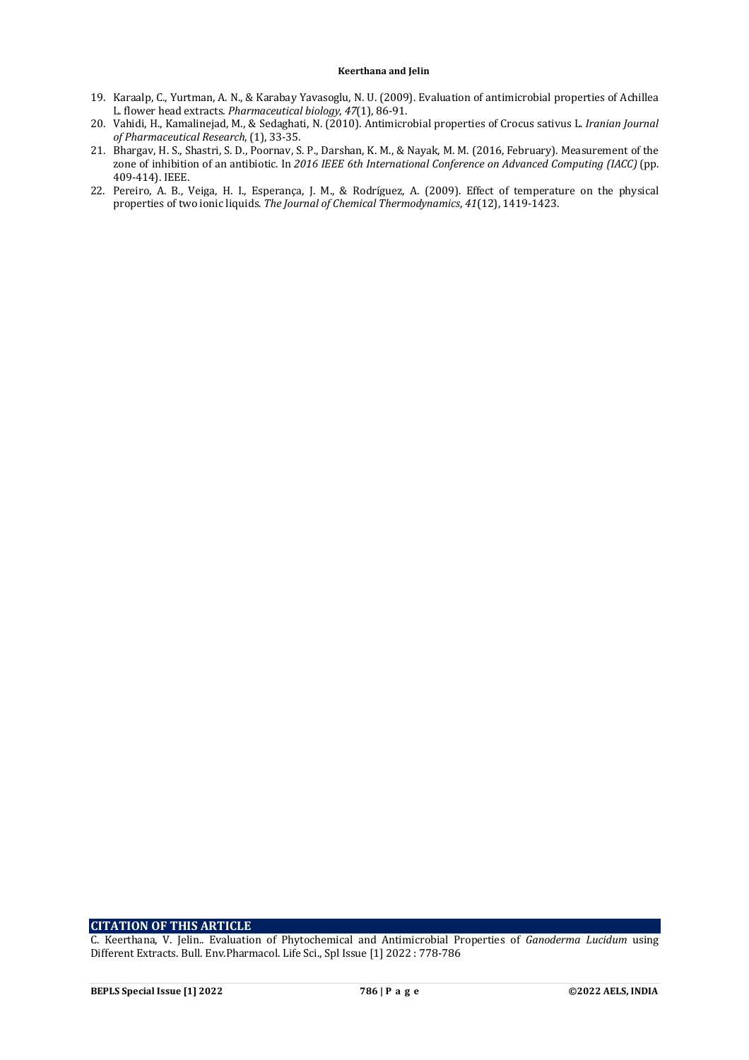19. Karaalp, C., Yurtman, A. N., & Karabay Yavasoglu, N. U. (2009). Evaluation of antimicrobial properties of Achillea L. flower head extracts. *Pharmaceutical biology*, *47*(1), 86-91.
20. Vahidi, H., Kamalinejad, M., & Sedaghati, N. (2010). Antimicrobial properties of Crocus sativus L. *Iranian Journal of Pharmaceutical Research*, (1), 33-35.
21. Bhargav, H. S., Shastri, S. D., Poornav, S. P., Darshan, K. M., & Nayak, M. M. (2016, February). Measurement of the zone of inhibition of an antibiotic. In *2016 IEEE 6th International Conference on Advanced Computing (IACC)* (pp. 409-414). IEEE.
22. Pereiro, A. B., Veiga, H. I., Esperança, J. M., & Rodríguez, A. (2009). Effect of temperature on the physical properties of two ionic liquids. *The Journal of Chemical Thermodynamics*, *41*(12), 1419-1423.

**CITATION OF THIS ARTICLE**

C. Keerthana, V. Jelin.. Evaluation of Phytochemical and Antimicrobial Properties of *Ganoderma Lucidum* using Different Extracts. Bull. Env.Pharmacol. Life Sci., Spl Issue [1] 2022 : 778-786